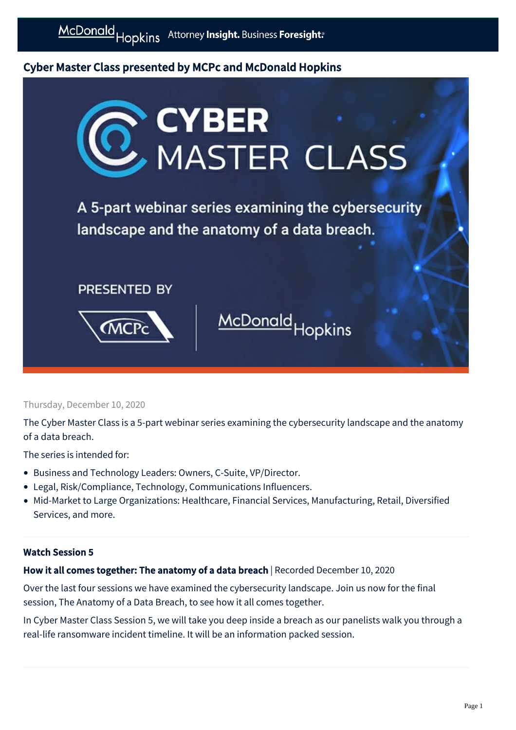## Cyber Master Class presented by MCPc and McDonald Hopkins

Thursday, December 10, 2020

The Cyber Master Class is a 5-part webinar series examining the cybersecurity landscape and the anatomy of a data breach.

The series is intended for:

- Business and Technology Leaders: Owners, C-Suite, VP/Director.
- Legal, Risk/Compliance, Technology, Communications Influencers.
- Mid-Market to Large Organizations: Healthcare, Financial Services, Manufacturing, Retail, Diversified Services, and more.

### Watch Session 5

**How it all comes together: The anatomy of a data breach** | Recorded December 10, 2020

Over the last four sessions we have examined the cybersecurity landscape. Join us now for the final session, The Anatomy of a Data Breach, to see how it all comes together.

In Cyber Master Class Session 5, we will take you deep inside a breach as our panelists walk you through a real-life ransomware incident timeline. It will be an information packed session.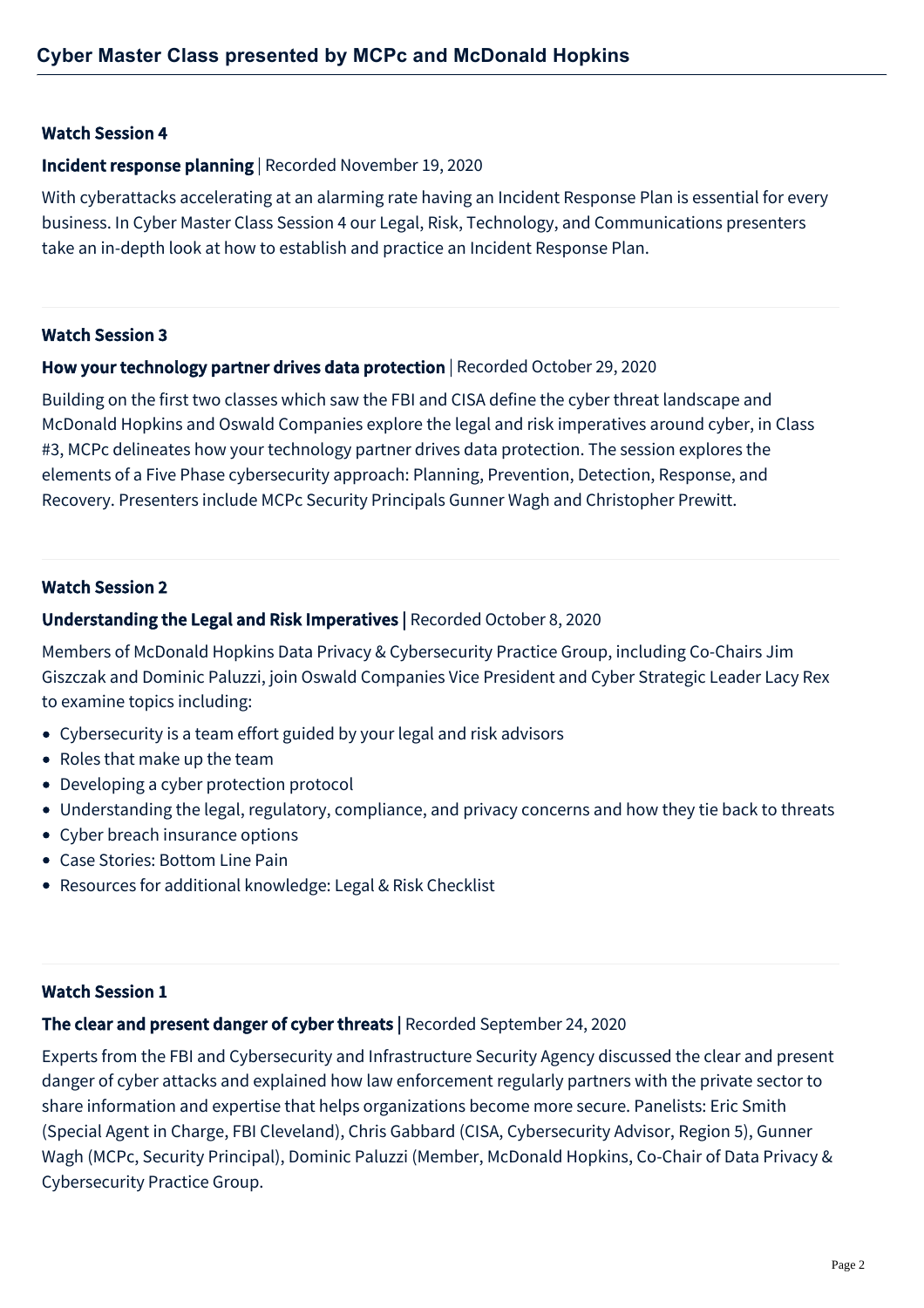### Watch Session 4

**Incident response planning** | Recorded November 19, 2020

With cyberattacks accelerating at an alarming rate having an Incident Response Plan is essential for every business. In Cyber Master Class Session 4 our Legal, Risk, Technology, and Communications presenters take an in-depth look at how to establish and practice an Incident Response Plan.

---

### Watch Session 3

**How your technology partner drives data protection** | Recorded October 29, 2020

Building on the first two classes which saw the FBI and CISA define the cyber threat landscape and McDonald Hopkins and Oswald Companies explore the legal and risk imperatives around cyber, in Class #3, MCPc delineates how your technology partner drives data protection. The session explores the elements of a Five Phase cybersecurity approach: Planning, Prevention, Detection, Response, and Recovery. Presenters include MCPc Security Principals Gunner Wagh and Christopher Prewitt.

---

### Watch Session 2

**Understanding the Legal and Risk Imperatives |** Recorded October 8, 2020

Members of McDonald Hopkins Data Privacy & Cybersecurity Practice Group, including Co-Chairs Jim Giszczak and Dominic Paluzzi, join Oswald Companies Vice President and Cyber Strategic Leader Lacy Rex to examine topics including:

- Cybersecurity is a team effort guided by your legal and risk advisors
- Roles that make up the team
- Developing a cyber protection protocol
- Understanding the legal, regulatory, compliance, and privacy concerns and how they tie back to threats
- Cyber breach insurance options
- Case Stories: Bottom Line Pain
- Resources for additional knowledge: Legal & Risk Checklist

---

### Watch Session 1

**The clear and present danger of cyber threats |** Recorded September 24, 2020

Experts from the FBI and Cybersecurity and Infrastructure Security Agency discussed the clear and present danger of cyber attacks and explained how law enforcement regularly partners with the private sector to share information and expertise that helps organizations become more secure. Panelists: Eric Smith (Special Agent in Charge, FBI Cleveland), Chris Gabbard (CISA, Cybersecurity Advisor, Region 5), Gunner Wagh (MCPc, Security Principal), Dominic Paluzzi (Member, McDonald Hopkins, Co-Chair of Data Privacy & Cybersecurity Practice Group.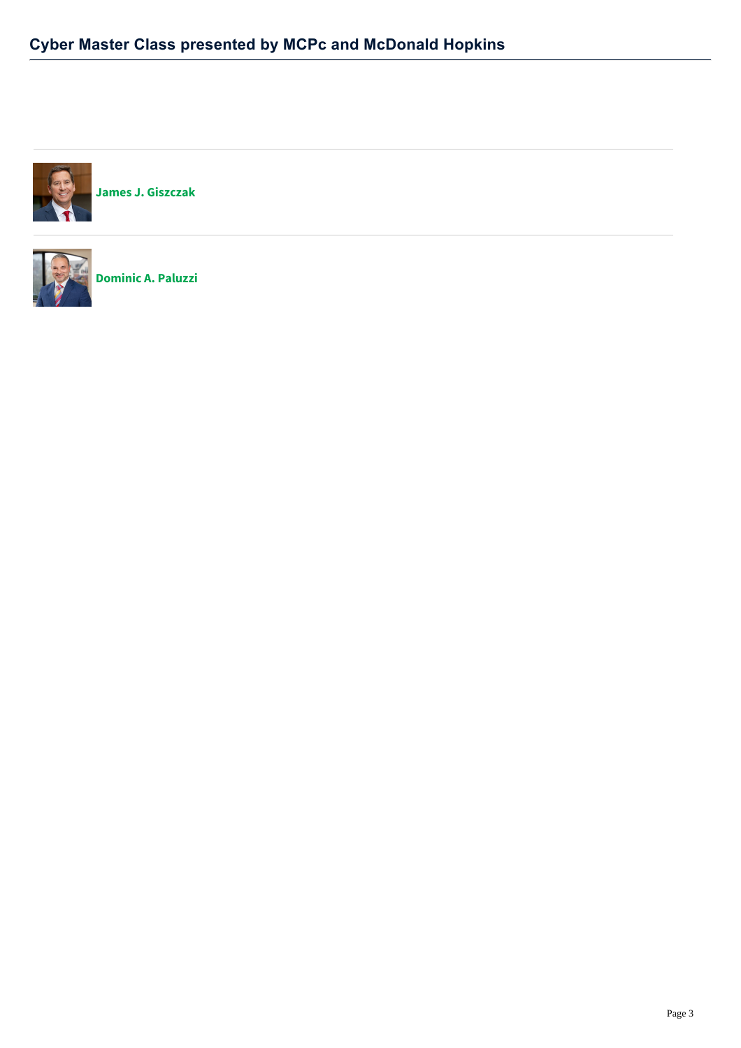---

**James J. Giszczak**

---

**Dominic A. Paluzzi**